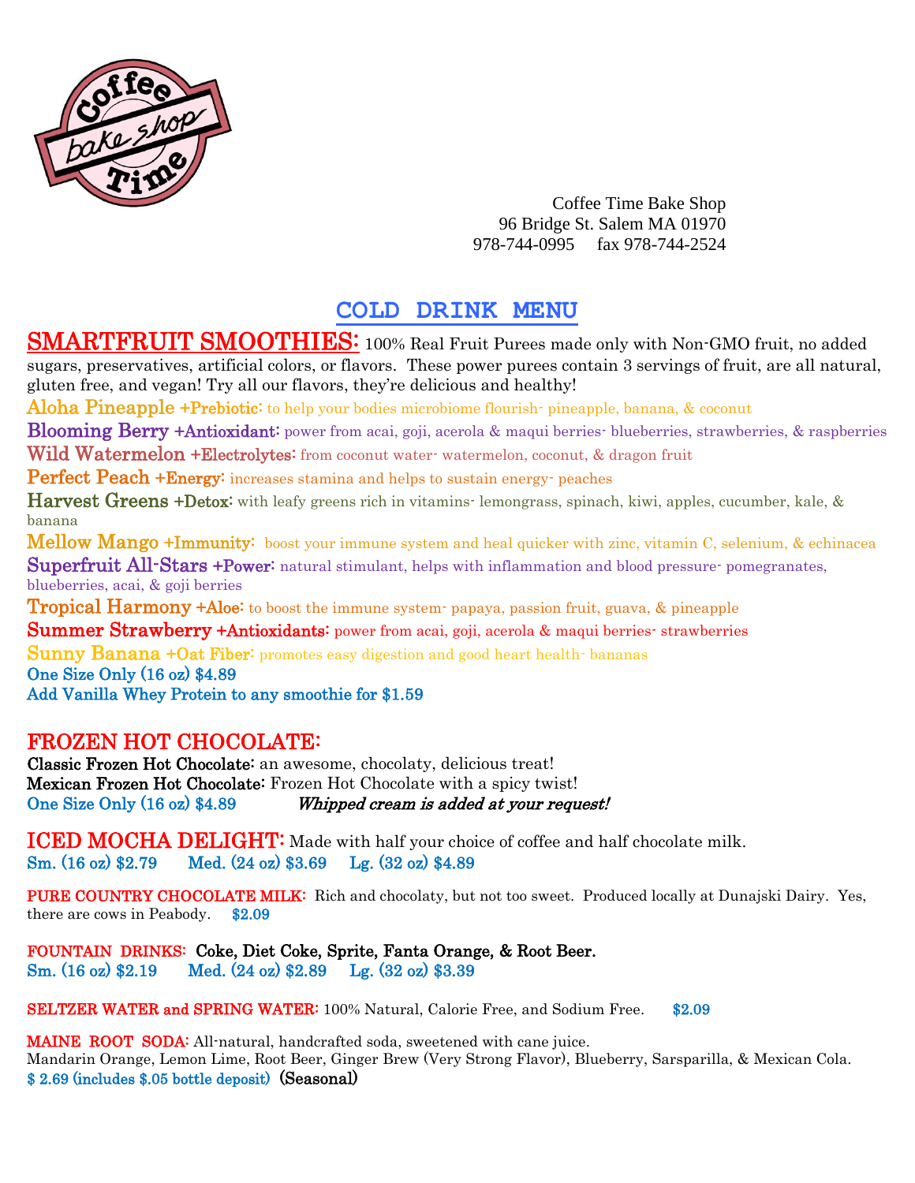Coffee Time Bake Shop
96 Bridge St. Salem MA 01970
978-744-0995 fax 978-744-2524

# COLD DRINK MENU

## SMARTFRUIT SMOOTHIES:

100% Real Fruit Purees made only with Non-GMO fruit, no added sugars, preservatives, artificial colors, or flavors. These power purees contain 3 servings of fruit, are all natural, gluten free, and vegan! Try all our flavors, they're delicious and healthy!

**Aloha Pineapple +Prebiotic:** to help your bodies microbiome flourish- pineapple, banana, & coconut

**Blooming Berry +Antioxidant:** power from acai, goji, acerola & maqui berries- blueberries, strawberries, & raspberries

**Wild Watermelon +Electrolytes:** from coconut water- watermelon, coconut, & dragon fruit

**Perfect Peach +Energy:** increases stamina and helps to sustain energy- peaches

**Harvest Greens +Detox:** with leafy greens rich in vitamins- lemongrass, spinach, kiwi, apples, cucumber, kale, & banana

**Mellow Mango +Immunity:** boost your immune system and heal quicker with zinc, vitamin C, selenium, & echinacea

**Superfruit All-Stars +Power:** natural stimulant, helps with inflammation and blood pressure- pomegranates, blueberries, acai, & goji berries

**Tropical Harmony +Aloe:** to boost the immune system- papaya, passion fruit, guava, & pineapple

**Summer Strawberry +Antioxidants:** power from acai, goji, acerola & maqui berries- strawberries

**Sunny Banana +Oat Fiber:** promotes easy digestion and good heart health- bananas

**One Size Only (16 oz) $4.89**

**Add Vanilla Whey Protein to any smoothie for $1.59**

## FROZEN HOT CHOCOLATE:

**Classic Frozen Hot Chocolate:** an awesome, chocolaty, delicious treat!

**Mexican Frozen Hot Chocolate:** Frozen Hot Chocolate with a spicy twist!

**One Size Only (16 oz) $4.89** *Whipped cream is added at your request!*

## ICED MOCHA DELIGHT:

Made with half your choice of coffee and half chocolate milk.

**Sm. (16 oz) $2.79 Med. (24 oz) $3.69 Lg. (32 oz) $4.89**

**PURE COUNTRY CHOCOLATE MILK:** Rich and chocolaty, but not too sweet. Produced locally at Dunajski Dairy. Yes, there are cows in Peabody. **$2.09**

**FOUNTAIN DRINKS: Coke, Diet Coke, Sprite, Fanta Orange, & Root Beer.**

**Sm. (16 oz) $2.19 Med. (24 oz) $2.89 Lg. (32 oz) $3.39**

**SELTZER WATER and SPRING WATER:** 100% Natural, Calorie Free, and Sodium Free. **$2.09**

**MAINE ROOT SODA:** All-natural, handcrafted soda, sweetened with cane juice.
Mandarin Orange, Lemon Lime, Root Beer, Ginger Brew (Very Strong Flavor), Blueberry, Sarsparilla, & Mexican Cola.
**$ 2.69 (includes $.05 bottle deposit) (Seasonal)**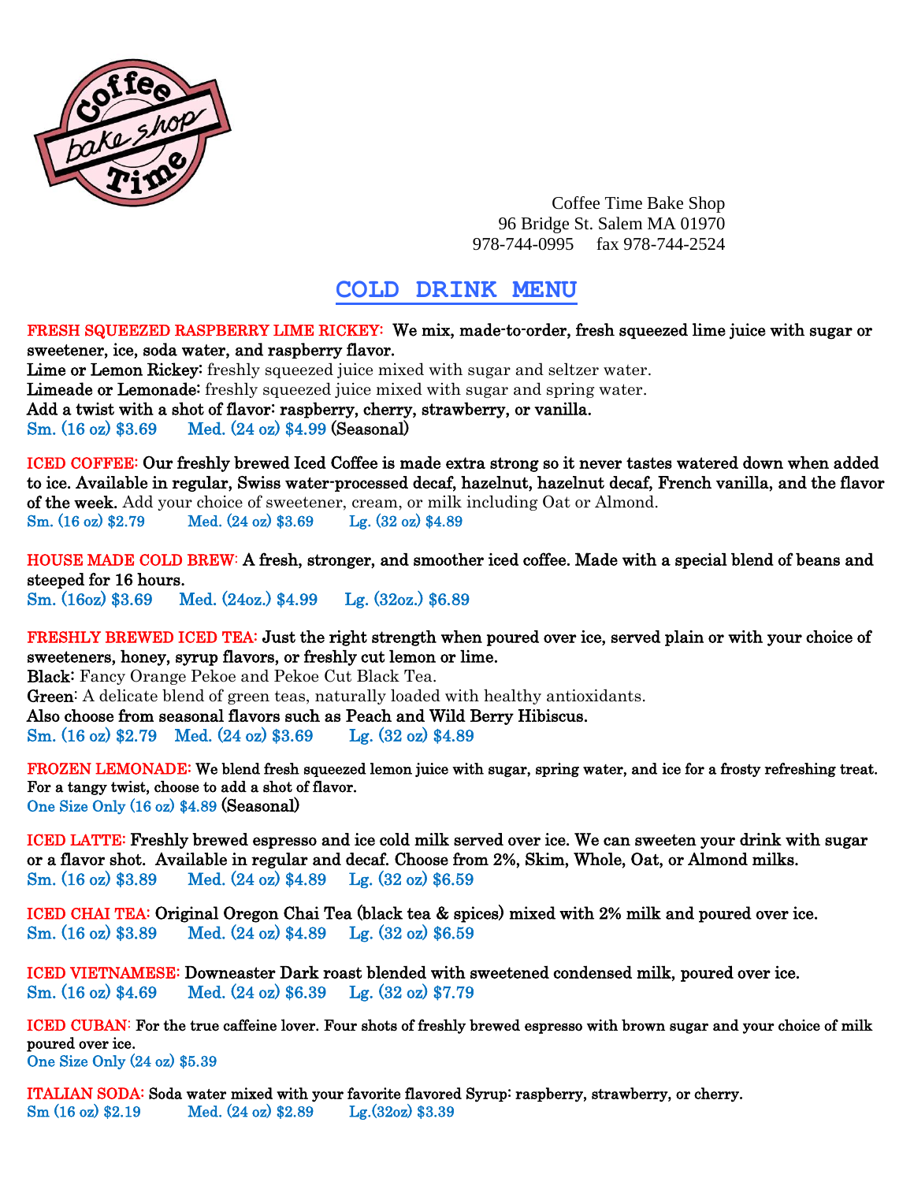Coffee Time Bake Shop
96 Bridge St. Salem MA 01970
978-744-0995 fax 978-744-2524

# COLD DRINK MENU

**FRESH SQUEEZED RASPBERRY LIME RICKEY:** We mix, made-to-order, fresh squeezed lime juice with sugar or sweetener, ice, soda water, and raspberry flavor.
**Lime or Lemon Rickey:** freshly squeezed juice mixed with sugar and seltzer water.
**Limeade or Lemonade:** freshly squeezed juice mixed with sugar and spring water.
Add a twist with a shot of flavor: raspberry, cherry, strawberry, or vanilla.
Sm. (16 oz) $3.69 Med. (24 oz) $4.99 (Seasonal)

**ICED COFFEE:** Our freshly brewed Iced Coffee is made extra strong so it never tastes watered down when added to ice. Available in regular, Swiss water-processed decaf, hazelnut, hazelnut decaf, French vanilla, and the flavor of the week. Add your choice of sweetener, cream, or milk including Oat or Almond.
Sm. (16 oz) $2.79 Med. (24 oz) $3.69 Lg. (32 oz) $4.89

**HOUSE MADE COLD BREW:** A fresh, stronger, and smoother iced coffee. Made with a special blend of beans and steeped for 16 hours.
Sm. (16oz) $3.69 Med. (24oz.) $4.99 Lg. (32oz.) $6.89

**FRESHLY BREWED ICED TEA:** Just the right strength when poured over ice, served plain or with your choice of sweeteners, honey, syrup flavors, or freshly cut lemon or lime.
**Black:** Fancy Orange Pekoe and Pekoe Cut Black Tea.
**Green:** A delicate blend of green teas, naturally loaded with healthy antioxidants.
Also choose from seasonal flavors such as Peach and Wild Berry Hibiscus.
Sm. (16 oz) $2.79 Med. (24 oz) $3.69 Lg. (32 oz) $4.89

**FROZEN LEMONADE:** We blend fresh squeezed lemon juice with sugar, spring water, and ice for a frosty refreshing treat. For a tangy twist, choose to add a shot of flavor.
One Size Only (16 oz) $4.89 (Seasonal)

**ICED LATTE:** Freshly brewed espresso and ice cold milk served over ice. We can sweeten your drink with sugar or a flavor shot. Available in regular and decaf. Choose from 2%, Skim, Whole, Oat, or Almond milks.
Sm. (16 oz) $3.89 Med. (24 oz) $4.89 Lg. (32 oz) $6.59

**ICED CHAI TEA:** Original Oregon Chai Tea (black tea & spices) mixed with 2% milk and poured over ice.
Sm. (16 oz) $3.89 Med. (24 oz) $4.89 Lg. (32 oz) $6.59

**ICED VIETNAMESE:** Downeaster Dark roast blended with sweetened condensed milk, poured over ice.
Sm. (16 oz) $4.69 Med. (24 oz) $6.39 Lg. (32 oz) $7.79

**ICED CUBAN:** For the true caffeine lover. Four shots of freshly brewed espresso with brown sugar and your choice of milk poured over ice.
One Size Only (24 oz) $5.39

**ITALIAN SODA:** Soda water mixed with your favorite flavored Syrup: raspberry, strawberry, or cherry.
Sm (16 oz) $2.19 Med. (24 oz) $2.89 Lg.(32oz) $3.39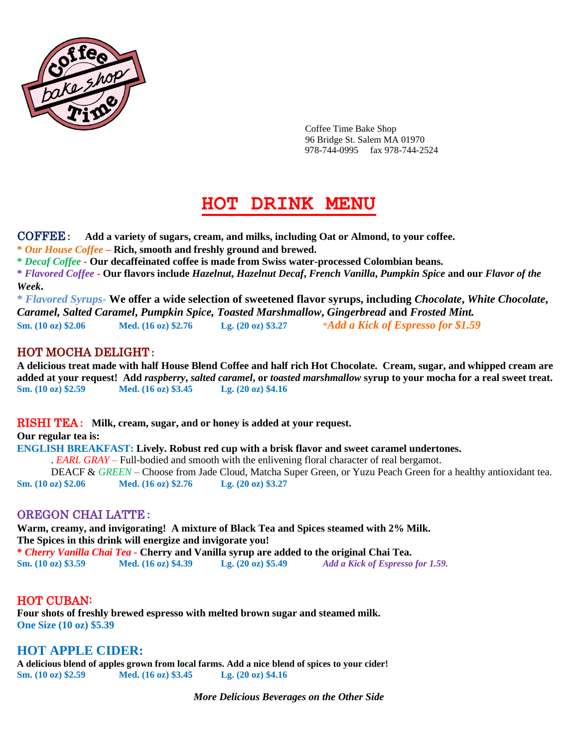Coffee Time Bake Shop
96 Bridge St. Salem MA 01970
978-744-0995 fax 978-744-2524

# HOT DRINK MENU

## COFFEE:

**Add a variety of sugars, cream, and milks, including Oat or Almond, to your coffee.**

*\* Our House Coffee* – **Rich, smooth and freshly ground and brewed.**

*\* Decaf Coffee* - **Our decaffeinated coffee is made from Swiss water-processed Colombian beans.**

*\* Flavored Coffee* - **Our flavors include *Hazelnut*, *Hazelnut Decaf*, *French Vanilla*, *Pumpkin Spice* and our *Flavor of the Week*.**

*\* Flavored Syrups-* **We offer a wide selection of sweetened flavor syrups, including *Chocolate*, *White Chocolate*, *Caramel, Salted Caramel*, *Pumpkin Spice, Toasted Marshmallow*, *Gingerbread* and *Frosted Mint.***

**Sm. (10 oz) $2.06 Med. (16 oz) $2.76 Lg. (20 oz) $3.27** *\*Add a Kick of Espresso for $1.59*

## HOT MOCHA DELIGHT:

**A delicious treat made with half House Blend Coffee and half rich Hot Chocolate. Cream, sugar, and whipped cream are added at your request! Add *raspberry*, *salted caramel*, or *toasted marshmallow* syrup to your mocha for a real sweet treat.**

**Sm. (10 oz) $2.59 Med. (16 oz) $3.45 Lg. (20 oz) $4.16**

## RISHI TEA:

**Milk, cream, sugar, and or honey is added at your request.**

**Our regular tea is:**

**ENGLISH BREAKFAST: Lively. Robust red cup with a brisk flavor and sweet caramel undertones.**

. *EARL GRAY* – Full-bodied and smooth with the enlivening floral character of real bergamot.

DEACF & *GREEN* – Choose from Jade Cloud, Matcha Super Green, or Yuzu Peach Green for a healthy antioxidant tea.

**Sm. (10 oz) $2.06 Med. (16 oz) $2.76 Lg. (20 oz) $3.27**

## OREGON CHAI LATTE:

**Warm, creamy, and invigorating! A mixture of Black Tea and Spices steamed with 2% Milk. The Spices in this drink will energize and invigorate you!**

*\* Cherry Vanilla Chai Tea* - **Cherry and Vanilla syrup are added to the original Chai Tea.**

**Sm. (10 oz) $3.59 Med. (16 oz) $4.39 Lg. (20 oz) $5.49** *Add a Kick of Espresso for 1.59.*

## HOT CUBAN:

**Four shots of freshly brewed espresso with melted brown sugar and steamed milk.**

**One Size (10 oz) $5.39**

## HOT APPLE CIDER:

**A delicious blend of apples grown from local farms. Add a nice blend of spices to your cider!**

**Sm. (10 oz) $2.59 Med. (16 oz) $3.45 Lg. (20 oz) $4.16**

***More Delicious Beverages on the Other Side***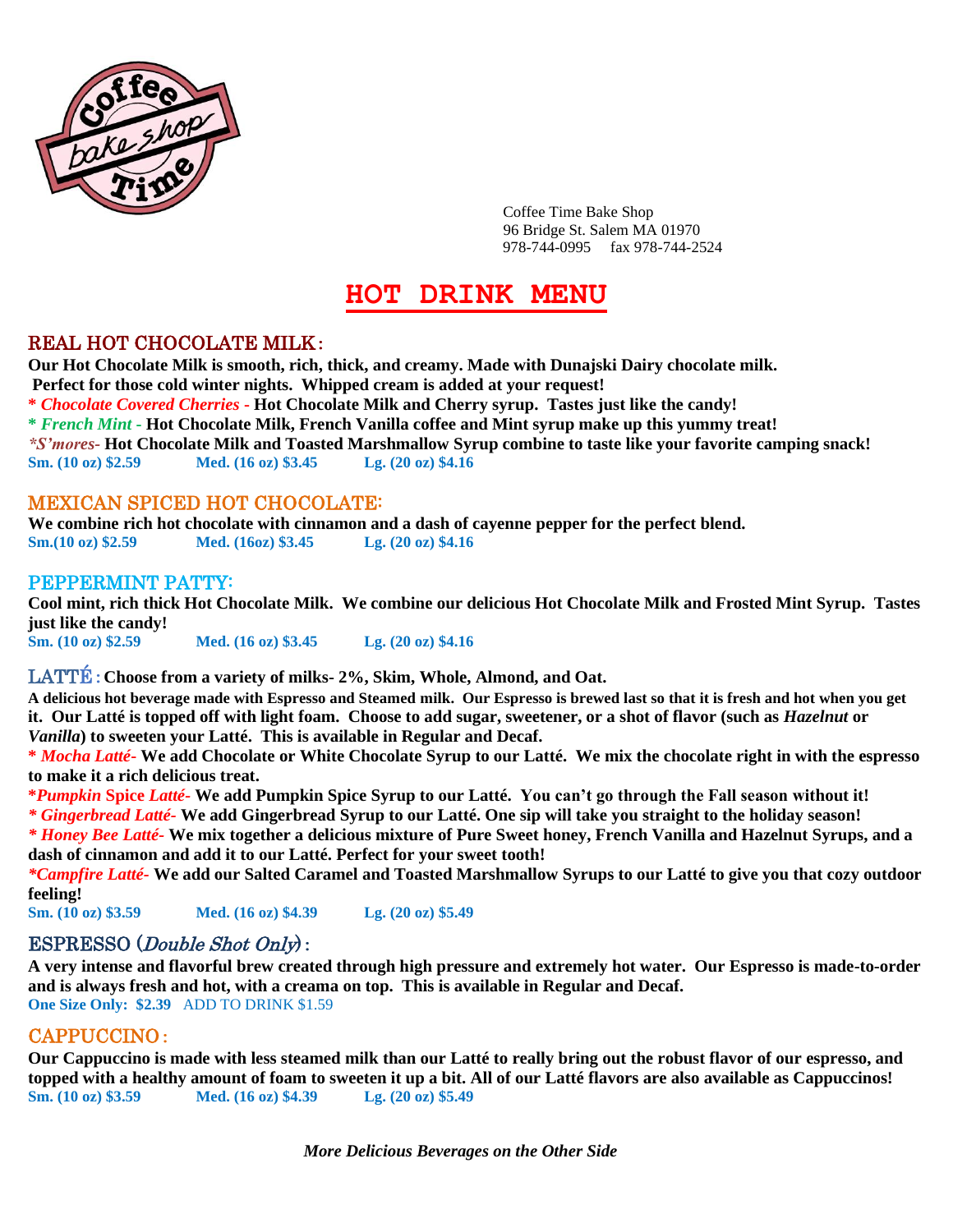Coffee Time Bake Shop
96 Bridge St. Salem MA 01970
978-744-0995     fax 978-744-2524

# HOT DRINK MENU

## REAL HOT CHOCOLATE MILK:

**Our Hot Chocolate Milk is smooth, rich, thick, and creamy. Made with Dunajski Dairy chocolate milk. Perfect for those cold winter nights. Whipped cream is added at your request!**

**\*** ***Chocolate Covered Cherries*** **- Hot Chocolate Milk and Cherry syrup. Tastes just like the candy!**

**\*** ***French Mint*** **- Hot Chocolate Milk, French Vanilla coffee and Mint syrup make up this yummy treat!**

***\*S'mores-*** **Hot Chocolate Milk and Toasted Marshmallow Syrup combine to taste like your favorite camping snack!**

**Sm. (10 oz) $2.59     Med. (16 oz) $3.45     Lg. (20 oz) $4.16**

## MEXICAN SPICED HOT CHOCOLATE:

**We combine rich hot chocolate with cinnamon and a dash of cayenne pepper for the perfect blend.**

**Sm.(10 oz) $2.59     Med. (16oz) $3.45     Lg. (20 oz) $4.16**

## PEPPERMINT PATTY:

**Cool mint, rich thick Hot Chocolate Milk. We combine our delicious Hot Chocolate Milk and Frosted Mint Syrup. Tastes just like the candy!**

**Sm. (10 oz) $2.59     Med. (16 oz) $3.45     Lg. (20 oz) $4.16**

## LATTÉ: **Choose from a variety of milks- 2%, Skim, Whole, Almond, and Oat.**

**A delicious hot beverage made with Espresso and Steamed milk. Our Espresso is brewed last so that it is fresh and hot when you get it. Our Latté is topped off with light foam. Choose to add sugar, sweetener, or a shot of flavor (such as *Hazelnut* or *Vanilla*) to sweeten your Latté. This is available in Regular and Decaf.**

**\*** ***Mocha Latté-*** **We add Chocolate or White Chocolate Syrup to our Latté. We mix the chocolate right in with the espresso to make it a rich delicious treat.**

**\****Pumpkin* **Spice** *Latté-* **We add Pumpkin Spice Syrup to our Latté. You can't go through the Fall season without it!**

***\* Gingerbread Latté-*** **We add Gingerbread Syrup to our Latté. One sip will take you straight to the holiday season!**

***\* Honey Bee Latté-*** **We mix together a delicious mixture of Pure Sweet honey, French Vanilla and Hazelnut Syrups, and a dash of cinnamon and add it to our Latté. Perfect for your sweet tooth!**

***\*Campfire Latté-*** **We add our Salted Caramel and Toasted Marshmallow Syrups to our Latté to give you that cozy outdoor feeling!**

**Sm. (10 oz) $3.59     Med. (16 oz) $4.39     Lg. (20 oz) $5.49**

## ESPRESSO (*Double Shot Only*):

**A very intense and flavorful brew created through high pressure and extremely hot water. Our Espresso is made-to-order and is always fresh and hot, with a creama on top. This is available in Regular and Decaf.**

**One Size Only: $2.39** ADD TO DRINK $1.59

## CAPPUCCINO:

**Our Cappuccino is made with less steamed milk than our Latté to really bring out the robust flavor of our espresso, and topped with a healthy amount of foam to sweeten it up a bit. All of our Latté flavors are also available as Cappuccinos!**

**Sm. (10 oz) $3.59     Med. (16 oz) $4.39     Lg. (20 oz) $5.49**

***More Delicious Beverages on the Other Side***